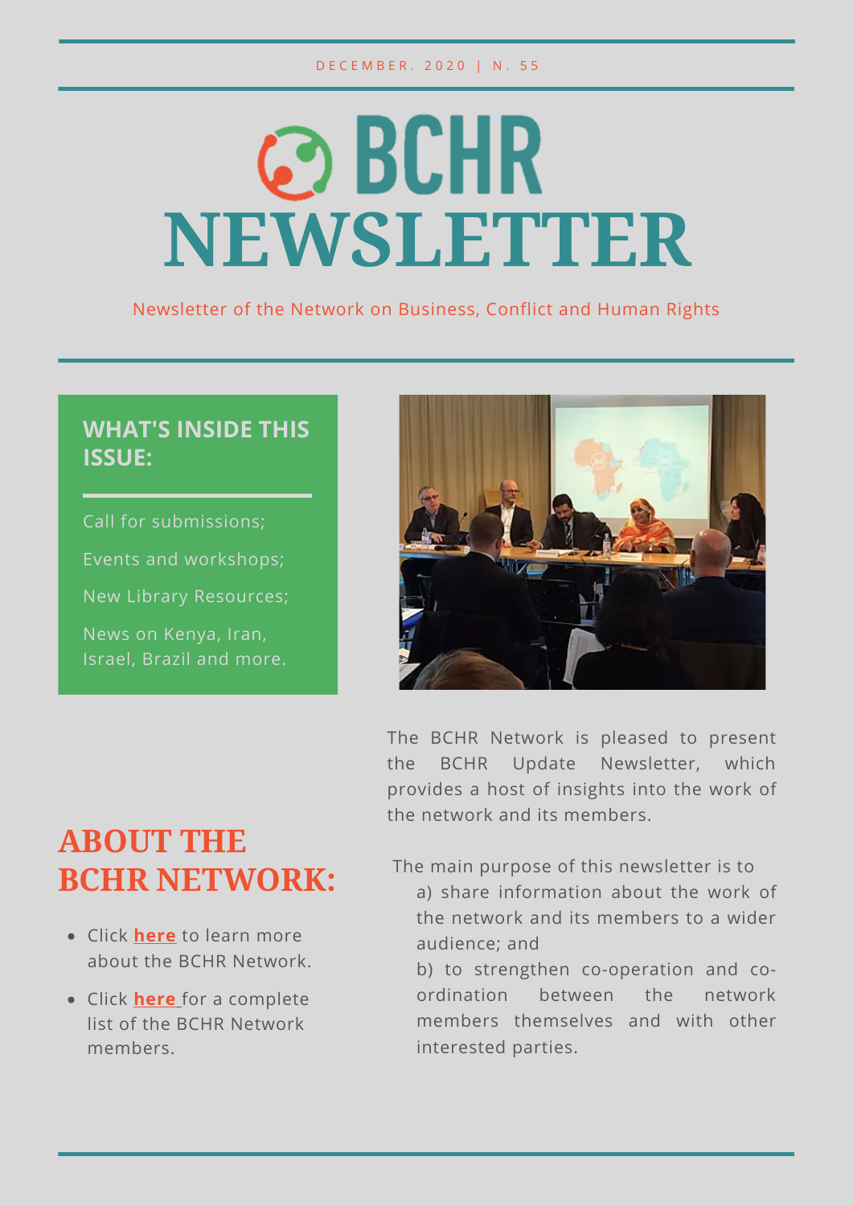DECEMBER. 2020 | N. 55

# BCHR NEWSLETTER

Newsletter of the Network on Business, Conflict and Human Rights

## WHAT'S INSIDE THIS ISSUE:

Call for submissions;

Events and workshops;

New Library Resources;

News on Kenya, Iran, Israel, Brazil and more.

The BCHR Network is pleased to present the BCHR Update Newsletter, which provides a host of insights into the work of the network and its members.

The main purpose of this newsletter is to

a) share information about the work of the network and its members to a wider audience; and

b) to strengthen co-operation and co-ordination between the network members themselves and with other interested parties.

## ABOUT THE BCHR NETWORK:

- Click **here** to learn more about the BCHR Network.
- Click **here** for a complete list of the BCHR Network members.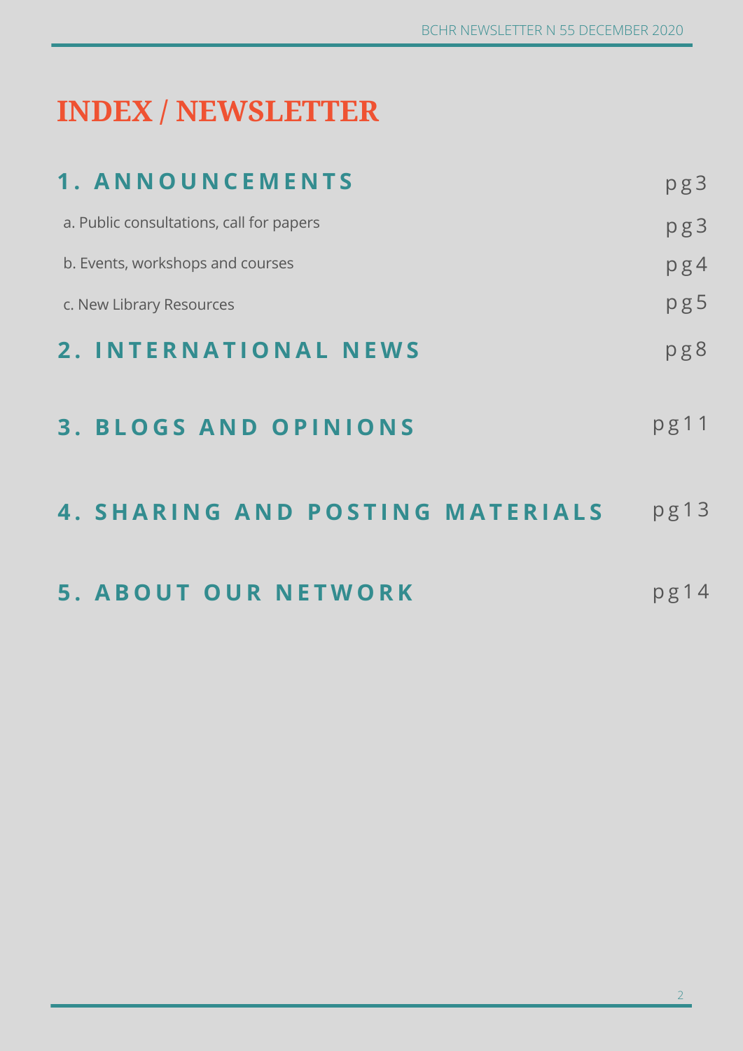# INDEX / NEWSLETTER

## 1. ANNOUNCEMENTS — pg3

- a. Public consultations, call for papers — pg3
- b. Events, workshops and courses — pg4
- c. New Library Resources — pg5

## 2. INTERNATIONAL NEWS — pg8

## 3. BLOGS AND OPINIONS — pg11

## 4. SHARING AND POSTING MATERIALS — pg13

## 5. ABOUT OUR NETWORK — pg14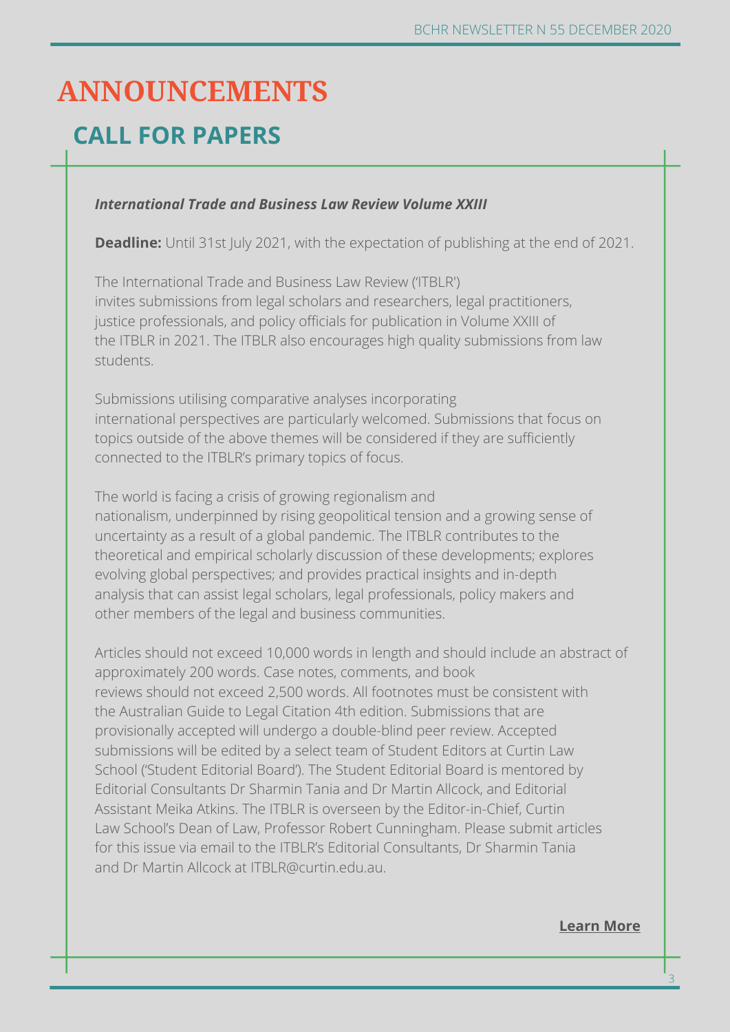# ANNOUNCEMENTS

## CALL FOR PAPERS

***International Trade and Business Law Review Volume XXIII***

**Deadline:** Until 31st July 2021, with the expectation of publishing at the end of 2021.

The International Trade and Business Law Review ('ITBLR') invites submissions from legal scholars and researchers, legal practitioners, justice professionals, and policy officials for publication in Volume XXIII of the ITBLR in 2021. The ITBLR also encourages high quality submissions from law students.

Submissions utilising comparative analyses incorporating international perspectives are particularly welcomed. Submissions that focus on topics outside of the above themes will be considered if they are sufficiently connected to the ITBLR's primary topics of focus.

The world is facing a crisis of growing regionalism and nationalism, underpinned by rising geopolitical tension and a growing sense of uncertainty as a result of a global pandemic. The ITBLR contributes to the theoretical and empirical scholarly discussion of these developments; explores evolving global perspectives; and provides practical insights and in-depth analysis that can assist legal scholars, legal professionals, policy makers and other members of the legal and business communities.

Articles should not exceed 10,000 words in length and should include an abstract of approximately 200 words. Case notes, comments, and book reviews should not exceed 2,500 words. All footnotes must be consistent with the Australian Guide to Legal Citation 4th edition. Submissions that are provisionally accepted will undergo a double-blind peer review. Accepted submissions will be edited by a select team of Student Editors at Curtin Law School ('Student Editorial Board'). The Student Editorial Board is mentored by Editorial Consultants Dr Sharmin Tania and Dr Martin Allcock, and Editorial Assistant Meika Atkins. The ITBLR is overseen by the Editor-in-Chief, Curtin Law School's Dean of Law, Professor Robert Cunningham. Please submit articles for this issue via email to the ITBLR's Editorial Consultants, Dr Sharmin Tania and Dr Martin Allcock at ITBLR@curtin.edu.au.

**Learn More**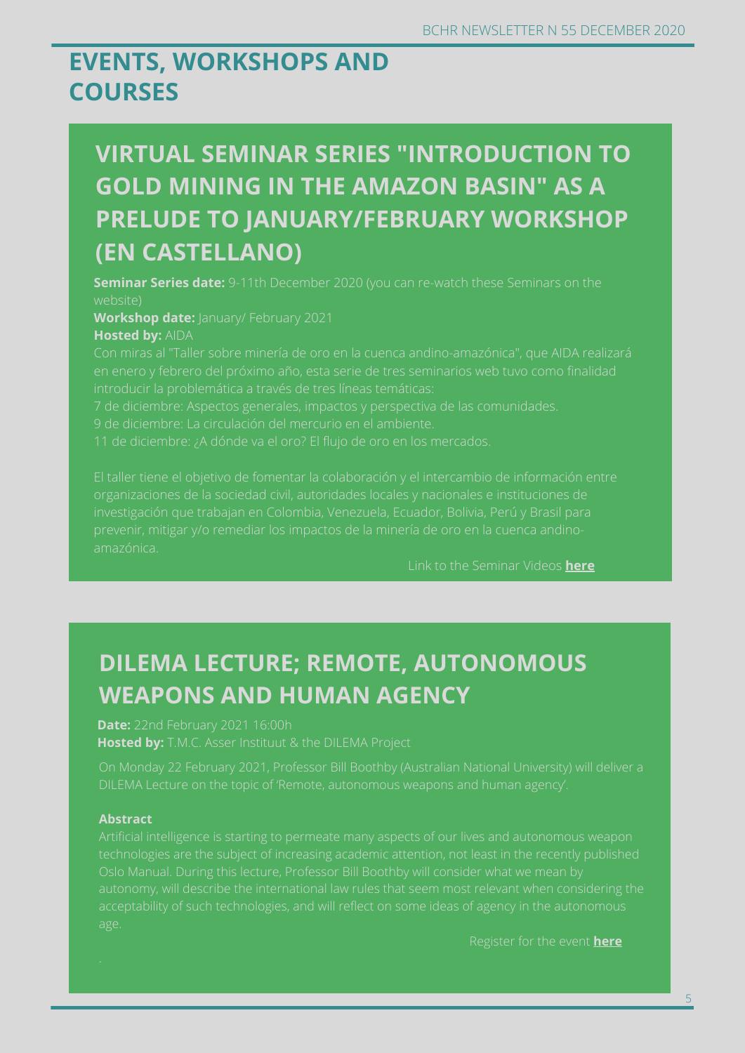# EVENTS, WORKSHOPS AND COURSES

## VIRTUAL SEMINAR SERIES "INTRODUCTION TO GOLD MINING IN THE AMAZON BASIN" AS A PRELUDE TO JANUARY/FEBRUARY WORKSHOP (EN CASTELLANO)

**Seminar Series date:** 9-11th December 2020 (you can re-watch these Seminars on the website)
**Workshop date:** January/ February 2021
**Hosted by:** AIDA

Con miras al "Taller sobre minería de oro en la cuenca andino-amazónica", que AIDA realizará en enero y febrero del próximo año, esta serie de tres seminarios web tuvo como finalidad introducir la problemática a través de tres líneas temáticas:
7 de diciembre: Aspectos generales, impactos y perspectiva de las comunidades.
9 de diciembre: La circulación del mercurio en el ambiente.
11 de diciembre: ¿A dónde va el oro? El flujo de oro en los mercados.

El taller tiene el objetivo de fomentar la colaboración y el intercambio de información entre organizaciones de la sociedad civil, autoridades locales y nacionales e instituciones de investigación que trabajan en Colombia, Venezuela, Ecuador, Bolivia, Perú y Brasil para prevenir, mitigar y/o remediar los impactos de la minería de oro en la cuenca andino-amazónica.

Link to the Seminar Videos **here**

## DILEMA LECTURE; REMOTE, AUTONOMOUS WEAPONS AND HUMAN AGENCY

**Date:** 22nd February 2021 16:00h
**Hosted by:** T.M.C. Asser Instituut & the DILEMA Project

On Monday 22 February 2021, Professor Bill Boothby (Australian National University) will deliver a DILEMA Lecture on the topic of 'Remote, autonomous weapons and human agency'.

**Abstract**

Artificial intelligence is starting to permeate many aspects of our lives and autonomous weapon technologies are the subject of increasing academic attention, not least in the recently published Oslo Manual. During this lecture, Professor Bill Boothby will consider what we mean by autonomy, will describe the international law rules that seem most relevant when considering the acceptability of such technologies, and will reflect on some ideas of agency in the autonomous age.

Register for the event **here**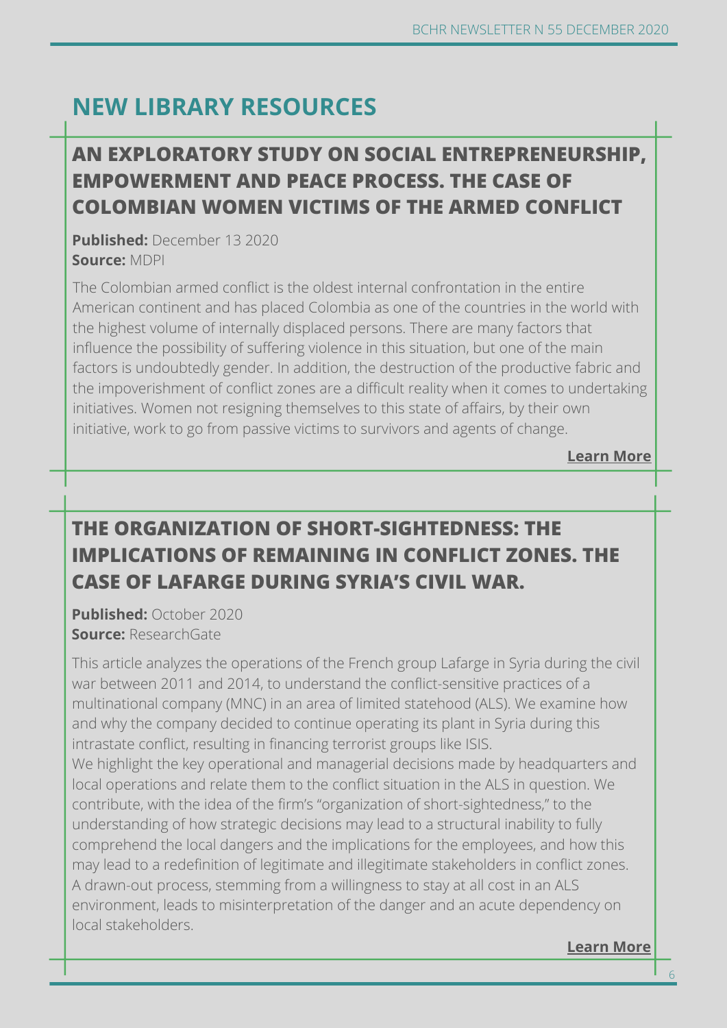# NEW LIBRARY RESOURCES

## AN EXPLORATORY STUDY ON SOCIAL ENTREPRENEURSHIP, EMPOWERMENT AND PEACE PROCESS. THE CASE OF COLOMBIAN WOMEN VICTIMS OF THE ARMED CONFLICT

**Published:** December 13 2020
**Source:** MDPI

The Colombian armed conflict is the oldest internal confrontation in the entire American continent and has placed Colombia as one of the countries in the world with the highest volume of internally displaced persons. There are many factors that influence the possibility of suffering violence in this situation, but one of the main factors is undoubtedly gender. In addition, the destruction of the productive fabric and the impoverishment of conflict zones are a difficult reality when it comes to undertaking initiatives. Women not resigning themselves to this state of affairs, by their own initiative, work to go from passive victims to survivors and agents of change.

**Learn More**

## THE ORGANIZATION OF SHORT-SIGHTEDNESS: THE IMPLICATIONS OF REMAINING IN CONFLICT ZONES. THE CASE OF LAFARGE DURING SYRIA'S CIVIL WAR.

**Published:** October 2020
**Source:** ResearchGate

This article analyzes the operations of the French group Lafarge in Syria during the civil war between 2011 and 2014, to understand the conflict-sensitive practices of a multinational company (MNC) in an area of limited statehood (ALS). We examine how and why the company decided to continue operating its plant in Syria during this intrastate conflict, resulting in financing terrorist groups like ISIS.

We highlight the key operational and managerial decisions made by headquarters and local operations and relate them to the conflict situation in the ALS in question. We contribute, with the idea of the firm's "organization of short-sightedness," to the understanding of how strategic decisions may lead to a structural inability to fully comprehend the local dangers and the implications for the employees, and how this may lead to a redefinition of legitimate and illegitimate stakeholders in conflict zones. A drawn-out process, stemming from a willingness to stay at all cost in an ALS environment, leads to misinterpretation of the danger and an acute dependency on local stakeholders.

**Learn More**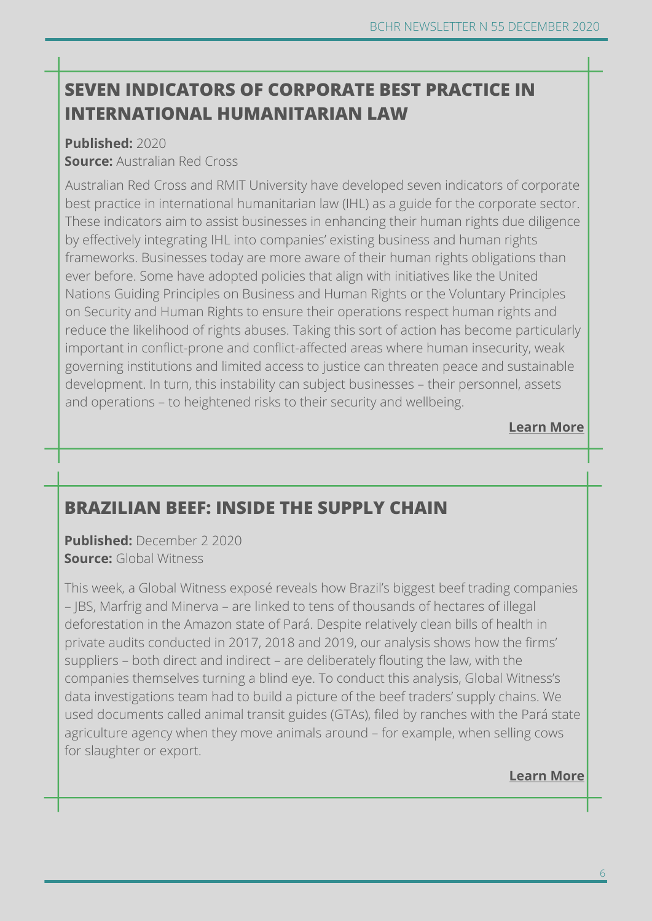## SEVEN INDICATORS OF CORPORATE BEST PRACTICE IN INTERNATIONAL HUMANITARIAN LAW

**Published:** 2020
**Source:** Australian Red Cross

Australian Red Cross and RMIT University have developed seven indicators of corporate best practice in international humanitarian law (IHL) as a guide for the corporate sector. These indicators aim to assist businesses in enhancing their human rights due diligence by effectively integrating IHL into companies' existing business and human rights frameworks. Businesses today are more aware of their human rights obligations than ever before. Some have adopted policies that align with initiatives like the United Nations Guiding Principles on Business and Human Rights or the Voluntary Principles on Security and Human Rights to ensure their operations respect human rights and reduce the likelihood of rights abuses. Taking this sort of action has become particularly important in conflict-prone and conflict-affected areas where human insecurity, weak governing institutions and limited access to justice can threaten peace and sustainable development. In turn, this instability can subject businesses – their personnel, assets and operations – to heightened risks to their security and wellbeing.

**Learn More**

## BRAZILIAN BEEF: INSIDE THE SUPPLY CHAIN

**Published:** December 2 2020
**Source:** Global Witness

This week, a Global Witness exposé reveals how Brazil's biggest beef trading companies – JBS, Marfrig and Minerva – are linked to tens of thousands of hectares of illegal deforestation in the Amazon state of Pará. Despite relatively clean bills of health in private audits conducted in 2017, 2018 and 2019, our analysis shows how the firms' suppliers – both direct and indirect – are deliberately flouting the law, with the companies themselves turning a blind eye. To conduct this analysis, Global Witness's data investigations team had to build a picture of the beef traders' supply chains. We used documents called animal transit guides (GTAs), filed by ranches with the Pará state agriculture agency when they move animals around – for example, when selling cows for slaughter or export.

**Learn More**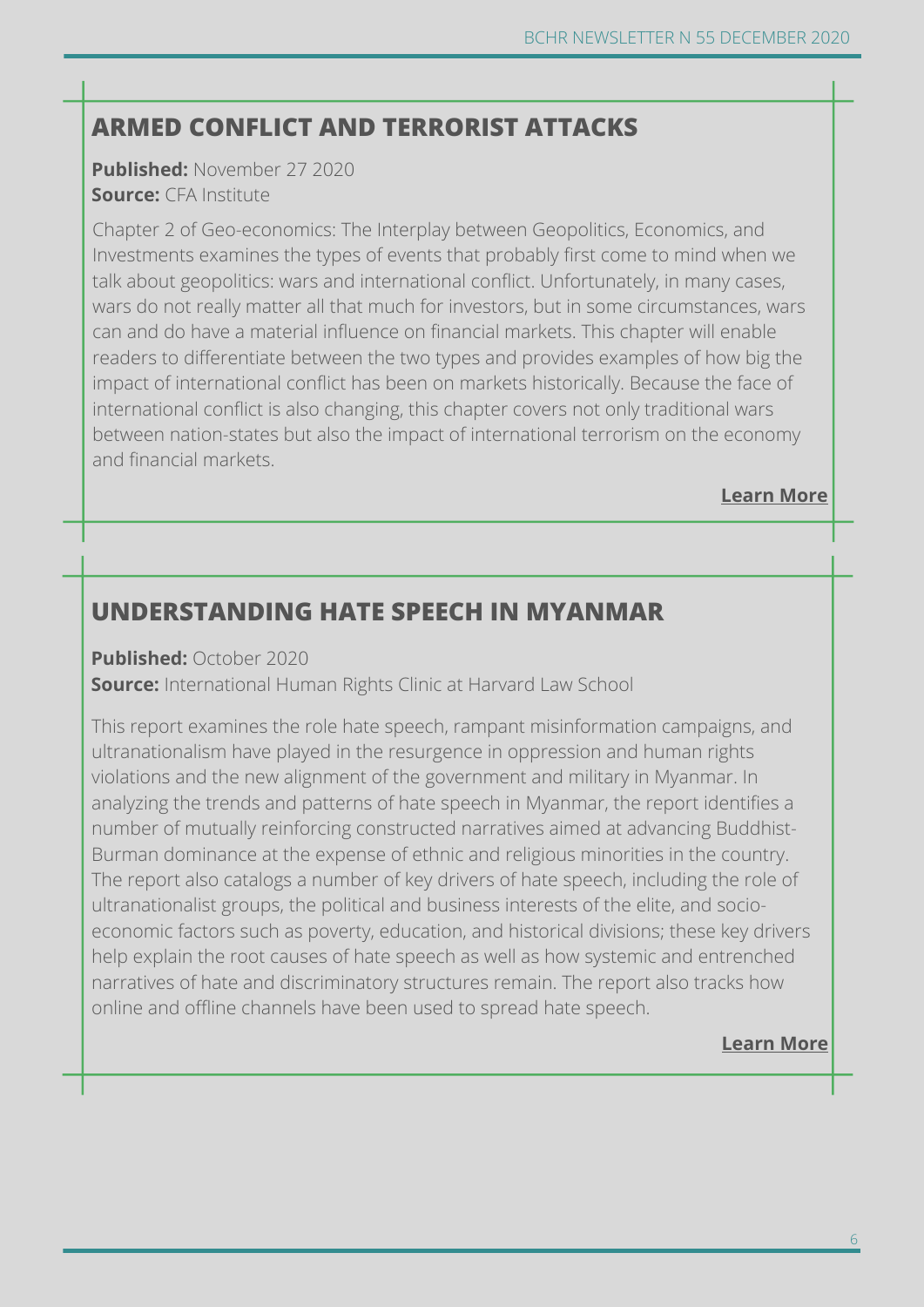## ARMED CONFLICT AND TERRORIST ATTACKS

**Published:** November 27 2020
**Source:** CFA Institute

Chapter 2 of Geo-economics: The Interplay between Geopolitics, Economics, and Investments examines the types of events that probably first come to mind when we talk about geopolitics: wars and international conflict. Unfortunately, in many cases, wars do not really matter all that much for investors, but in some circumstances, wars can and do have a material influence on financial markets. This chapter will enable readers to differentiate between the two types and provides examples of how big the impact of international conflict has been on markets historically. Because the face of international conflict is also changing, this chapter covers not only traditional wars between nation-states but also the impact of international terrorism on the economy and financial markets.

**Learn More**

## UNDERSTANDING HATE SPEECH IN MYANMAR

**Published:** October 2020
**Source:** International Human Rights Clinic at Harvard Law School

This report examines the role hate speech, rampant misinformation campaigns, and ultranationalism have played in the resurgence in oppression and human rights violations and the new alignment of the government and military in Myanmar. In analyzing the trends and patterns of hate speech in Myanmar, the report identifies a number of mutually reinforcing constructed narratives aimed at advancing Buddhist-Burman dominance at the expense of ethnic and religious minorities in the country. The report also catalogs a number of key drivers of hate speech, including the role of ultranationalist groups, the political and business interests of the elite, and socio-economic factors such as poverty, education, and historical divisions; these key drivers help explain the root causes of hate speech as well as how systemic and entrenched narratives of hate and discriminatory structures remain. The report also tracks how online and offline channels have been used to spread hate speech.

**Learn More**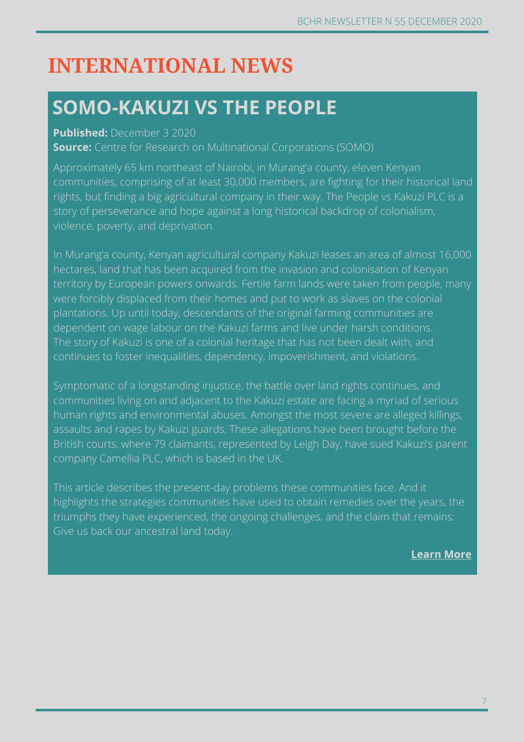# INTERNATIONAL NEWS

## SOMO-KAKUZI VS THE PEOPLE

**Published:** December 3 2020
**Source:** Centre for Research on Multinational Corporations (SOMO)

Approximately 65 km northeast of Nairobi, in Murang'a county, eleven Kenyan communities, comprising of at least 30,000 members, are fighting for their historical land rights, but finding a big agricultural company in their way. The People vs Kakuzi PLC is a story of perseverance and hope against a long historical backdrop of colonialism, violence, poverty, and deprivation.

In Murang'a county, Kenyan agricultural company Kakuzi leases an area of almost 16,000 hectares, land that has been acquired from the invasion and colonisation of Kenyan territory by European powers onwards. Fertile farm lands were taken from people, many were forcibly displaced from their homes and put to work as slaves on the colonial plantations. Up until today, descendants of the original farming communities are dependent on wage labour on the Kakuzi farms and live under harsh conditions. The story of Kakuzi is one of a colonial heritage that has not been dealt with, and continues to foster inequalities, dependency, impoverishment, and violations.

Symptomatic of a longstanding injustice, the battle over land rights continues, and communities living on and adjacent to the Kakuzi estate are facing a myriad of serious human rights and environmental abuses. Amongst the most severe are alleged killings, assaults and rapes by Kakuzi guards. These allegations have been brought before the British courts, where 79 claimants, represented by Leigh Day, have sued Kakuzi's parent company Camellia PLC, which is based in the UK.

This article describes the present-day problems these communities face. And it highlights the strategies communities have used to obtain remedies over the years, the triumphs they have experienced, the ongoing challenges, and the claim that remains: Give us back our ancestral land today.

**Learn More**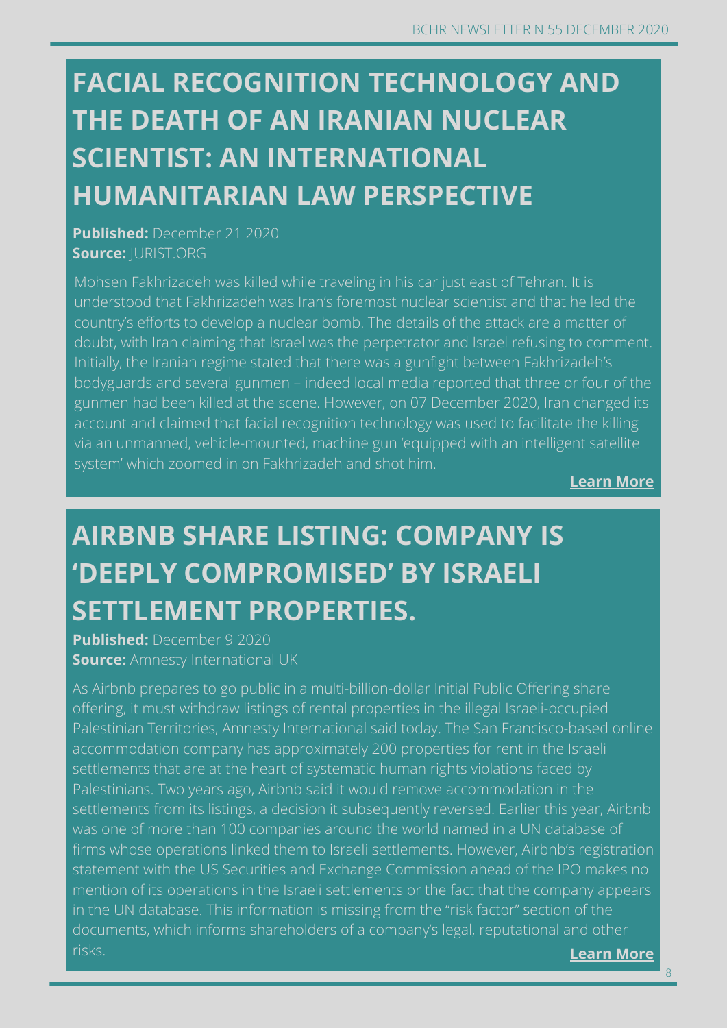# FACIAL RECOGNITION TECHNOLOGY AND THE DEATH OF AN IRANIAN NUCLEAR SCIENTIST: AN INTERNATIONAL HUMANITARIAN LAW PERSPECTIVE

**Published:** December 21 2020
**Source:** JURIST.ORG

Mohsen Fakhrizadeh was killed while traveling in his car just east of Tehran. It is understood that Fakhrizadeh was Iran's foremost nuclear scientist and that he led the country's efforts to develop a nuclear bomb. The details of the attack are a matter of doubt, with Iran claiming that Israel was the perpetrator and Israel refusing to comment. Initially, the Iranian regime stated that there was a gunfight between Fakhrizadeh's bodyguards and several gunmen – indeed local media reported that three or four of the gunmen had been killed at the scene. However, on 07 December 2020, Iran changed its account and claimed that facial recognition technology was used to facilitate the killing via an unmanned, vehicle-mounted, machine gun 'equipped with an intelligent satellite system' which zoomed in on Fakhrizadeh and shot him.

**Learn More**

# AIRBNB SHARE LISTING: COMPANY IS 'DEEPLY COMPROMISED' BY ISRAELI SETTLEMENT PROPERTIES.

**Published:** December 9 2020
**Source:** Amnesty International UK

As Airbnb prepares to go public in a multi-billion-dollar Initial Public Offering share offering, it must withdraw listings of rental properties in the illegal Israeli-occupied Palestinian Territories, Amnesty International said today. The San Francisco-based online accommodation company has approximately 200 properties for rent in the Israeli settlements that are at the heart of systematic human rights violations faced by Palestinians. Two years ago, Airbnb said it would remove accommodation in the settlements from its listings, a decision it subsequently reversed. Earlier this year, Airbnb was one of more than 100 companies around the world named in a UN database of firms whose operations linked them to Israeli settlements. However, Airbnb's registration statement with the US Securities and Exchange Commission ahead of the IPO makes no mention of its operations in the Israeli settlements or the fact that the company appears in the UN database. This information is missing from the "risk factor" section of the documents, which informs shareholders of a company's legal, reputational and other risks.

**Learn More**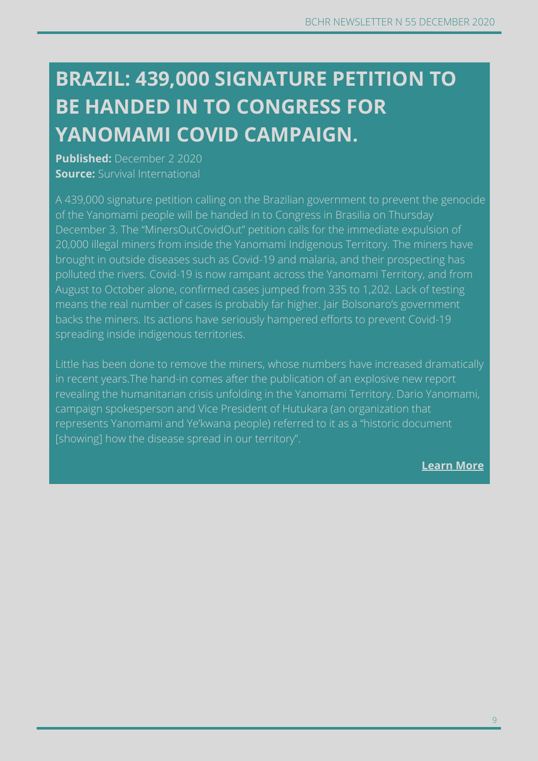# BRAZIL: 439,000 SIGNATURE PETITION TO BE HANDED IN TO CONGRESS FOR YANOMAMI COVID CAMPAIGN.

**Published:** December 2 2020
**Source:** Survival International

A 439,000 signature petition calling on the Brazilian government to prevent the genocide of the Yanomami people will be handed in to Congress in Brasilia on Thursday December 3. The "MinersOutCovidOut" petition calls for the immediate expulsion of 20,000 illegal miners from inside the Yanomami Indigenous Territory. The miners have brought in outside diseases such as Covid-19 and malaria, and their prospecting has polluted the rivers. Covid-19 is now rampant across the Yanomami Territory, and from August to October alone, confirmed cases jumped from 335 to 1,202. Lack of testing means the real number of cases is probably far higher. Jair Bolsonaro's government backs the miners. Its actions have seriously hampered efforts to prevent Covid-19 spreading inside indigenous territories.

Little has been done to remove the miners, whose numbers have increased dramatically in recent years.The hand-in comes after the publication of an explosive new report revealing the humanitarian crisis unfolding in the Yanomami Territory. Dario Yanomami, campaign spokesperson and Vice President of Hutukara (an organization that represents Yanomami and Ye'kwana people) referred to it as a "historic document [showing] how the disease spread in our territory".

**Learn More**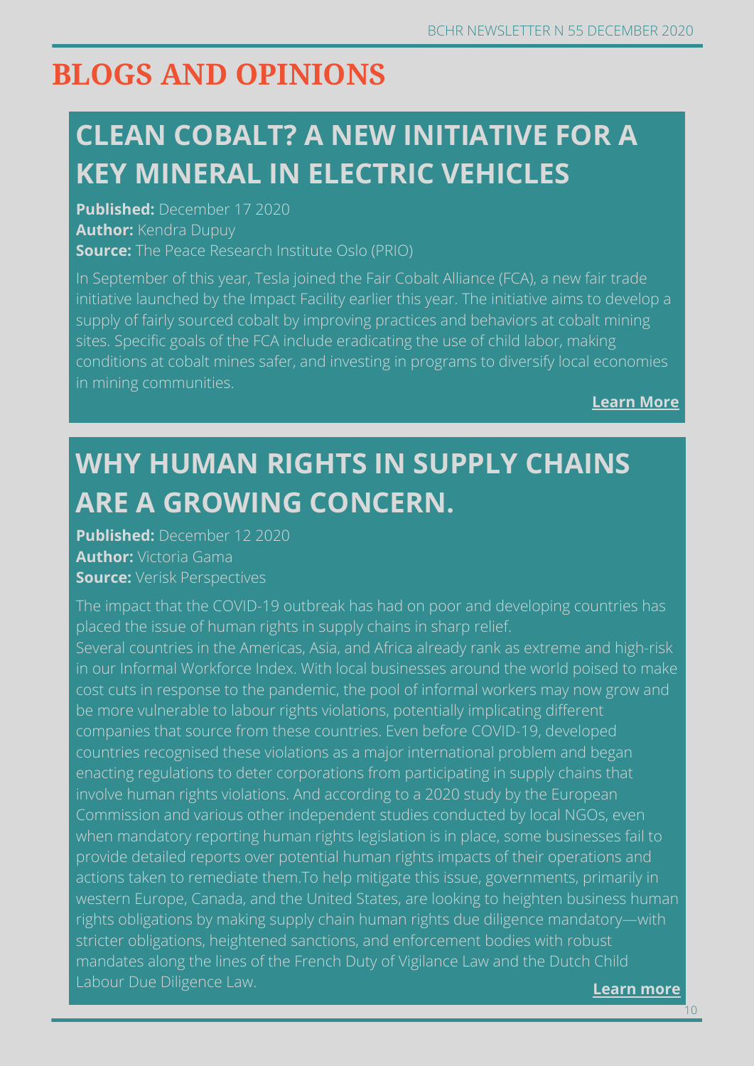# BLOGS AND OPINIONS

## CLEAN COBALT? A NEW INITIATIVE FOR A KEY MINERAL IN ELECTRIC VEHICLES

**Published:** December 17 2020
**Author:** Kendra Dupuy
**Source:** The Peace Research Institute Oslo (PRIO)

In September of this year, Tesla joined the Fair Cobalt Alliance (FCA), a new fair trade initiative launched by the Impact Facility earlier this year. The initiative aims to develop a supply of fairly sourced cobalt by improving practices and behaviors at cobalt mining sites. Specific goals of the FCA include eradicating the use of child labor, making conditions at cobalt mines safer, and investing in programs to diversify local economies in mining communities.

**Learn More**

## WHY HUMAN RIGHTS IN SUPPLY CHAINS ARE A GROWING CONCERN.

**Published:** December 12 2020
**Author:** Victoria Gama
**Source:** Verisk Perspectives

The impact that the COVID-19 outbreak has had on poor and developing countries has placed the issue of human rights in supply chains in sharp relief.
Several countries in the Americas, Asia, and Africa already rank as extreme and high-risk in our Informal Workforce Index. With local businesses around the world poised to make cost cuts in response to the pandemic, the pool of informal workers may now grow and be more vulnerable to labour rights violations, potentially implicating different companies that source from these countries. Even before COVID-19, developed countries recognised these violations as a major international problem and began enacting regulations to deter corporations from participating in supply chains that involve human rights violations. And according to a 2020 study by the European Commission and various other independent studies conducted by local NGOs, even when mandatory reporting human rights legislation is in place, some businesses fail to provide detailed reports over potential human rights impacts of their operations and actions taken to remediate them.To help mitigate this issue, governments, primarily in western Europe, Canada, and the United States, are looking to heighten business human rights obligations by making supply chain human rights due diligence mandatory—with stricter obligations, heightened sanctions, and enforcement bodies with robust mandates along the lines of the French Duty of Vigilance Law and the Dutch Child Labour Due Diligence Law.

**Learn more**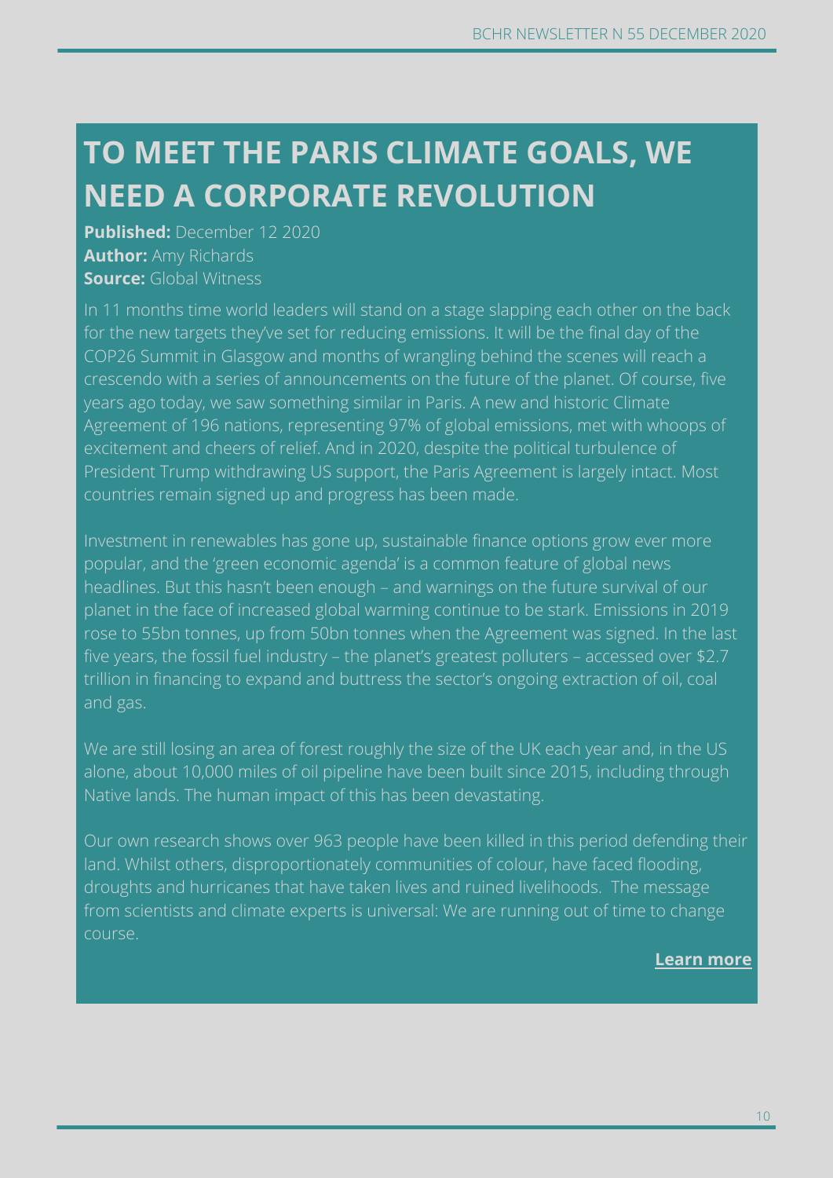# TO MEET THE PARIS CLIMATE GOALS, WE NEED A CORPORATE REVOLUTION

**Published:** December 12 2020
**Author:** Amy Richards
**Source:** Global Witness

In 11 months time world leaders will stand on a stage slapping each other on the back for the new targets they've set for reducing emissions. It will be the final day of the COP26 Summit in Glasgow and months of wrangling behind the scenes will reach a crescendo with a series of announcements on the future of the planet. Of course, five years ago today, we saw something similar in Paris. A new and historic Climate Agreement of 196 nations, representing 97% of global emissions, met with whoops of excitement and cheers of relief. And in 2020, despite the political turbulence of President Trump withdrawing US support, the Paris Agreement is largely intact. Most countries remain signed up and progress has been made.

Investment in renewables has gone up, sustainable finance options grow ever more popular, and the 'green economic agenda' is a common feature of global news headlines. But this hasn't been enough – and warnings on the future survival of our planet in the face of increased global warming continue to be stark. Emissions in 2019 rose to 55bn tonnes, up from 50bn tonnes when the Agreement was signed. In the last five years, the fossil fuel industry – the planet's greatest polluters – accessed over $2.7 trillion in financing to expand and buttress the sector's ongoing extraction of oil, coal and gas.

We are still losing an area of forest roughly the size of the UK each year and, in the US alone, about 10,000 miles of oil pipeline have been built since 2015, including through Native lands. The human impact of this has been devastating.

Our own research shows over 963 people have been killed in this period defending their land. Whilst others, disproportionately communities of colour, have faced flooding, droughts and hurricanes that have taken lives and ruined livelihoods. The message from scientists and climate experts is universal: We are running out of time to change course.

**Learn more**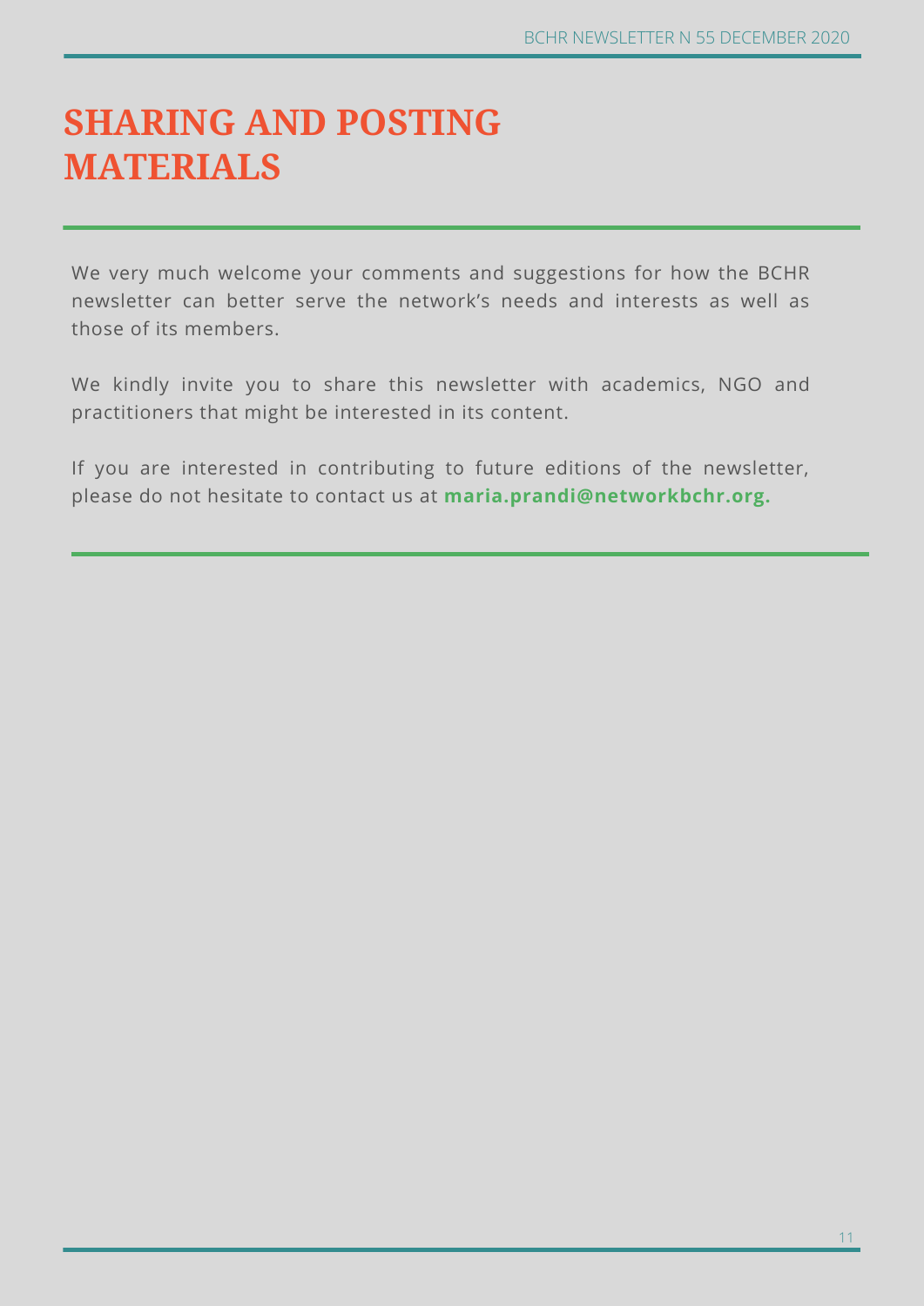# SHARING AND POSTING MATERIALS

We very much welcome your comments and suggestions for how the BCHR newsletter can better serve the network's needs and interests as well as those of its members.

We kindly invite you to share this newsletter with academics, NGO and practitioners that might be interested in its content.

If you are interested in contributing to future editions of the newsletter, please do not hesitate to contact us at **maria.prandi@networkbchr.org.**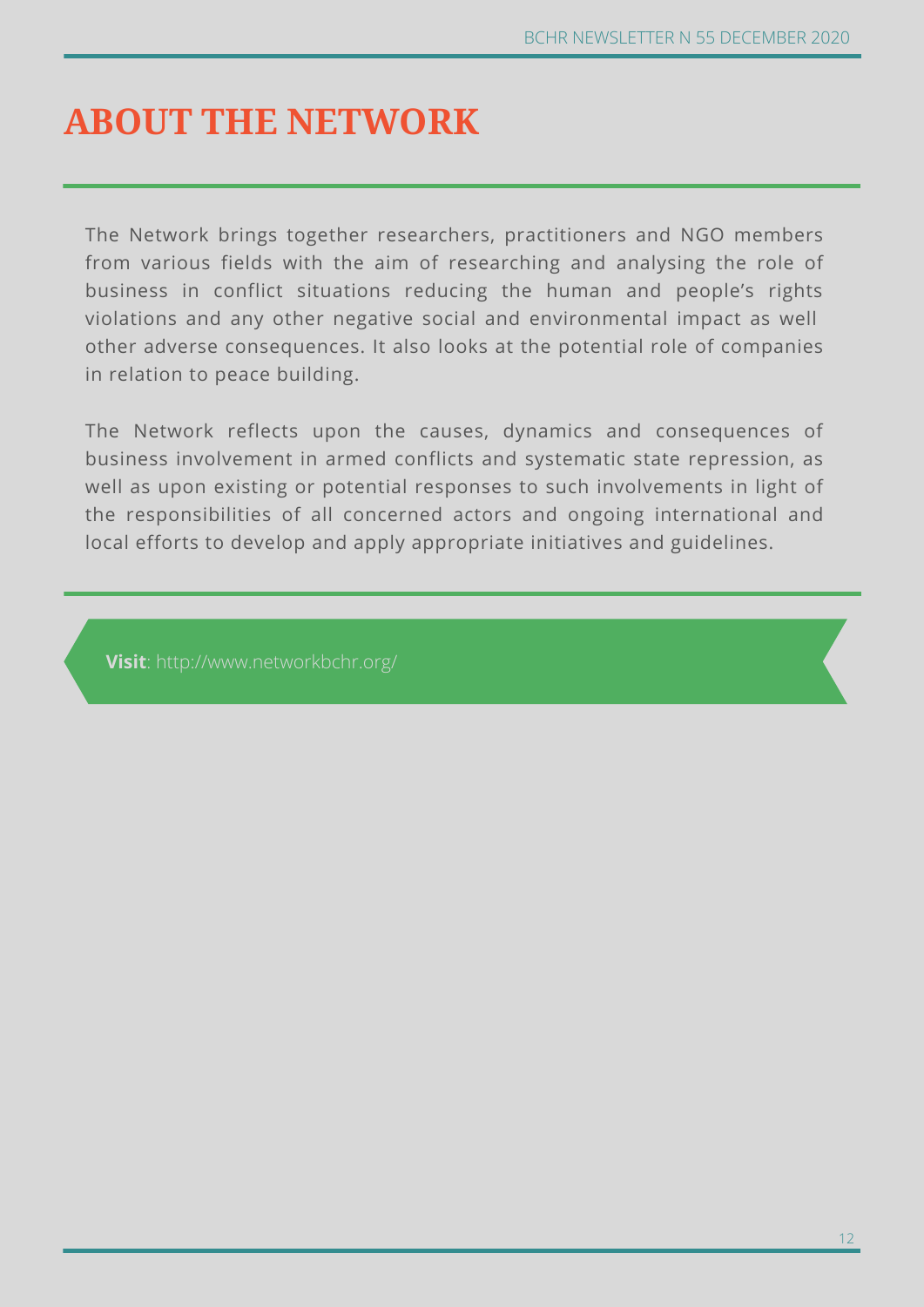# ABOUT THE NETWORK

The Network brings together researchers, practitioners and NGO members from various fields with the aim of researching and analysing the role of business in conflict situations reducing the human and people's rights violations and any other negative social and environmental impact as well other adverse consequences. It also looks at the potential role of companies in relation to peace building.

The Network reflects upon the causes, dynamics and consequences of business involvement in armed conflicts and systematic state repression, as well as upon existing or potential responses to such involvements in light of the responsibilities of all concerned actors and ongoing international and local efforts to develop and apply appropriate initiatives and guidelines.

**Visit**: http://www.networkbchr.org/